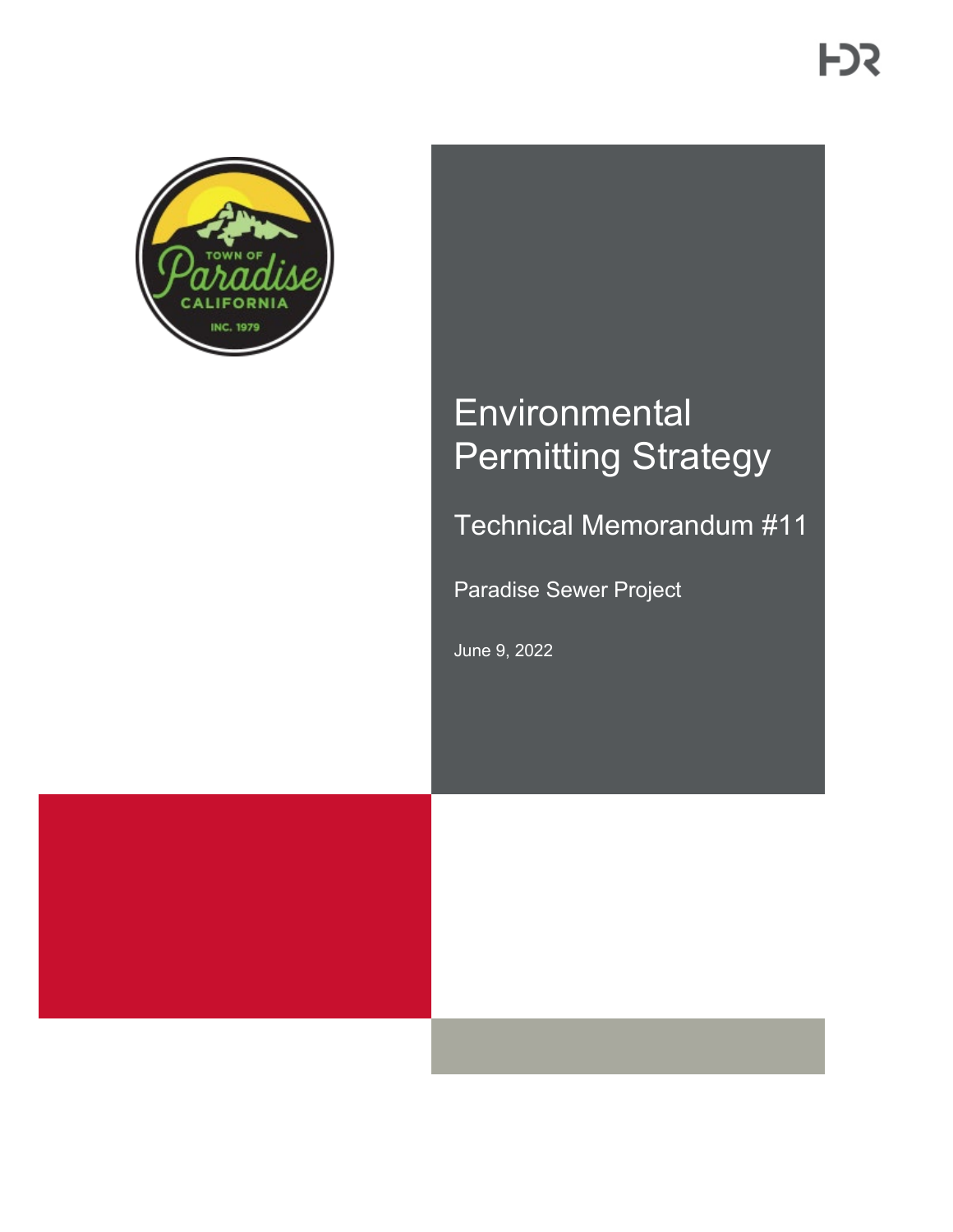# Environmental Permitting Strategy

## Technical Memorandum #11

Paradise Sewer Project

June 9, 2022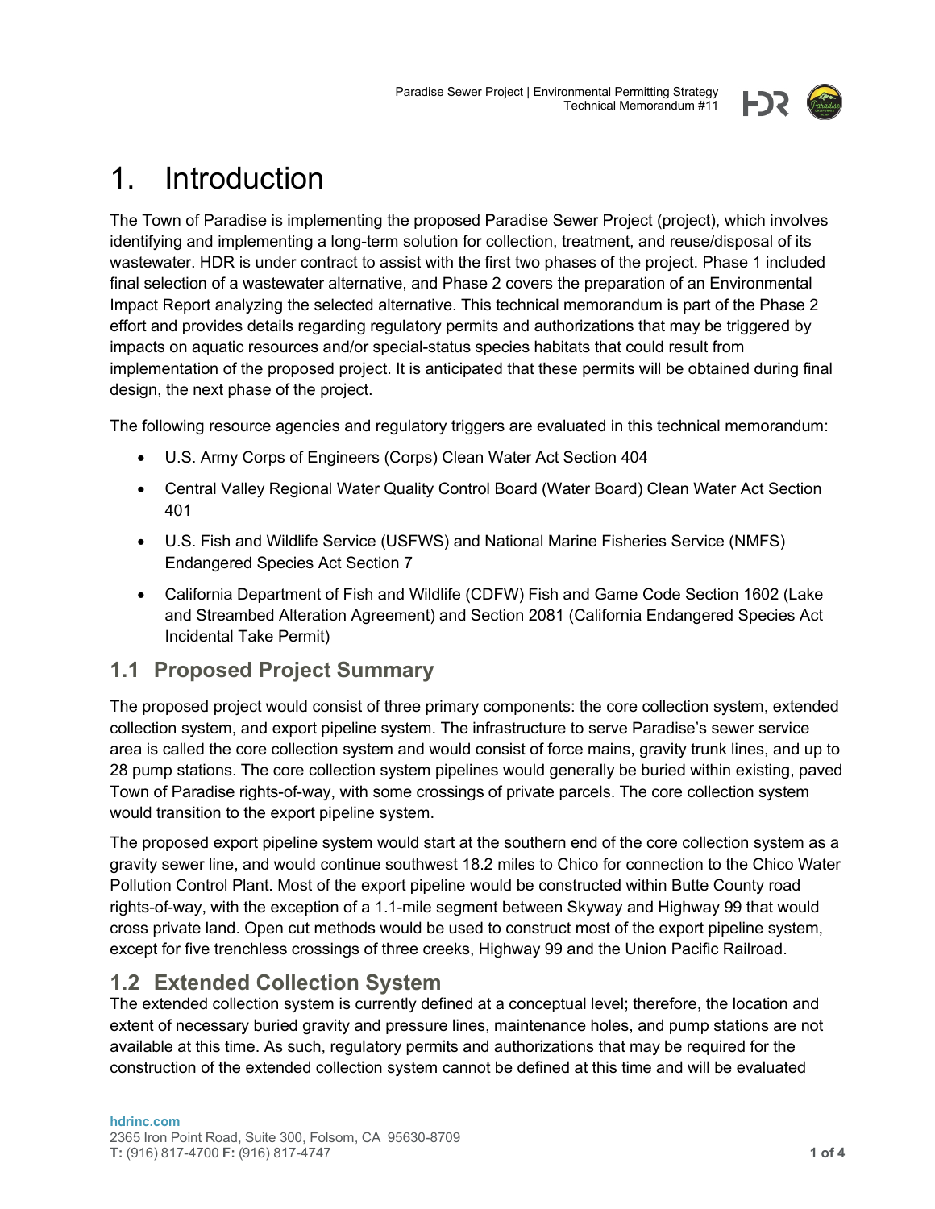# 1. Introduction

The Town of Paradise is implementing the proposed Paradise Sewer Project (project), which involves identifying and implementing a long-term solution for collection, treatment, and reuse/disposal of its wastewater. HDR is under contract to assist with the first two phases of the project. Phase 1 included final selection of a wastewater alternative, and Phase 2 covers the preparation of an Environmental Impact Report analyzing the selected alternative. This technical memorandum is part of the Phase 2 effort and provides details regarding regulatory permits and authorizations that may be triggered by impacts on aquatic resources and/or special-status species habitats that could result from implementation of the proposed project. It is anticipated that these permits will be obtained during final design, the next phase of the project.

The following resource agencies and regulatory triggers are evaluated in this technical memorandum:

- U.S. Army Corps of Engineers (Corps) Clean Water Act Section 404
- Central Valley Regional Water Quality Control Board (Water Board) Clean Water Act Section 401
- U.S. Fish and Wildlife Service (USFWS) and National Marine Fisheries Service (NMFS) Endangered Species Act Section 7
- California Department of Fish and Wildlife (CDFW) Fish and Game Code Section 1602 (Lake and Streambed Alteration Agreement) and Section 2081 (California Endangered Species Act Incidental Take Permit)

## 1.1 Proposed Project Summary

The proposed project would consist of three primary components: the core collection system, extended collection system, and export pipeline system. The infrastructure to serve Paradise's sewer service area is called the core collection system and would consist of force mains, gravity trunk lines, and up to 28 pump stations. The core collection system pipelines would generally be buried within existing, paved Town of Paradise rights-of-way, with some crossings of private parcels. The core collection system would transition to the export pipeline system.

The proposed export pipeline system would start at the southern end of the core collection system as a gravity sewer line, and would continue southwest 18.2 miles to Chico for connection to the Chico Water Pollution Control Plant. Most of the export pipeline would be constructed within Butte County road rights-of-way, with the exception of a 1.1-mile segment between Skyway and Highway 99 that would cross private land. Open cut methods would be used to construct most of the export pipeline system, except for five trenchless crossings of three creeks, Highway 99 and the Union Pacific Railroad.

## 1.2 Extended Collection System

The extended collection system is currently defined at a conceptual level; therefore, the location and extent of necessary buried gravity and pressure lines, maintenance holes, and pump stations are not available at this time. As such, regulatory permits and authorizations that may be required for the construction of the extended collection system cannot be defined at this time and will be evaluated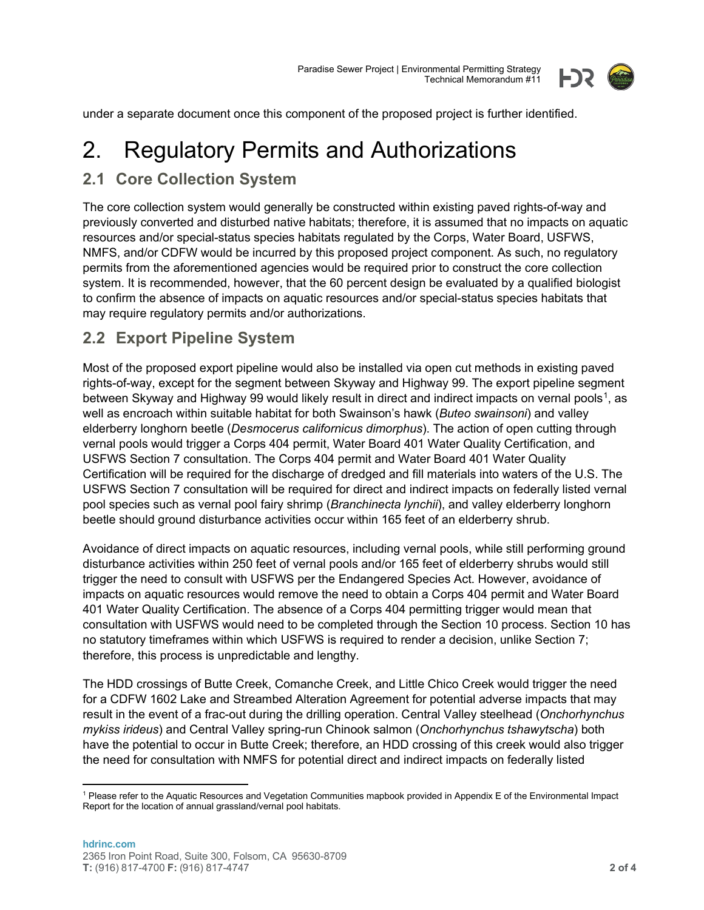under a separate document once this component of the proposed project is further identified.

# 2. Regulatory Permits and Authorizations

## 2.1 Core Collection System

The core collection system would generally be constructed within existing paved rights-of-way and previously converted and disturbed native habitats; therefore, it is assumed that no impacts on aquatic resources and/or special-status species habitats regulated by the Corps, Water Board, USFWS, NMFS, and/or CDFW would be incurred by this proposed project component. As such, no regulatory permits from the aforementioned agencies would be required prior to construct the core collection system. It is recommended, however, that the 60 percent design be evaluated by a qualified biologist to confirm the absence of impacts on aquatic resources and/or special-status species habitats that may require regulatory permits and/or authorizations.

## 2.2 Export Pipeline System

Most of the proposed export pipeline would also be installed via open cut methods in existing paved rights-of-way, except for the segment between Skyway and Highway 99. The export pipeline segment between Skyway and Highway 99 would likely result in direct and indirect impacts on vernal pools[1], as well as encroach within suitable habitat for both Swainson's hawk (*Buteo swainsoni*) and valley elderberry longhorn beetle (*Desmocerus californicus dimorphus*). The action of open cutting through vernal pools would trigger a Corps 404 permit, Water Board 401 Water Quality Certification, and USFWS Section 7 consultation. The Corps 404 permit and Water Board 401 Water Quality Certification will be required for the discharge of dredged and fill materials into waters of the U.S. The USFWS Section 7 consultation will be required for direct and indirect impacts on federally listed vernal pool species such as vernal pool fairy shrimp (*Branchinecta lynchii*), and valley elderberry longhorn beetle should ground disturbance activities occur within 165 feet of an elderberry shrub.

Avoidance of direct impacts on aquatic resources, including vernal pools, while still performing ground disturbance activities within 250 feet of vernal pools and/or 165 feet of elderberry shrubs would still trigger the need to consult with USFWS per the Endangered Species Act. However, avoidance of impacts on aquatic resources would remove the need to obtain a Corps 404 permit and Water Board 401 Water Quality Certification. The absence of a Corps 404 permitting trigger would mean that consultation with USFWS would need to be completed through the Section 10 process. Section 10 has no statutory timeframes within which USFWS is required to render a decision, unlike Section 7; therefore, this process is unpredictable and lengthy.

The HDD crossings of Butte Creek, Comanche Creek, and Little Chico Creek would trigger the need for a CDFW 1602 Lake and Streambed Alteration Agreement for potential adverse impacts that may result in the event of a frac-out during the drilling operation. Central Valley steelhead (*Onchorhynchus mykiss irideus*) and Central Valley spring-run Chinook salmon (*Onchorhynchus tshawytscha*) both have the potential to occur in Butte Creek; therefore, an HDD crossing of this creek would also trigger the need for consultation with NMFS for potential direct and indirect impacts on federally listed

[1] Please refer to the Aquatic Resources and Vegetation Communities mapbook provided in Appendix E of the Environmental Impact Report for the location of annual grassland/vernal pool habitats.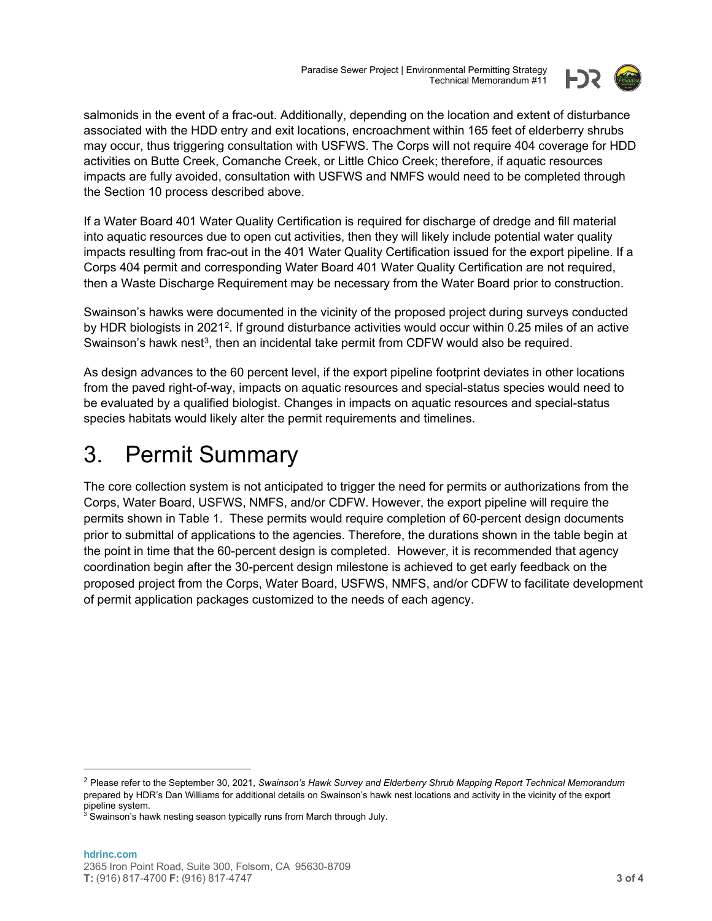salmonids in the event of a frac-out. Additionally, depending on the location and extent of disturbance associated with the HDD entry and exit locations, encroachment within 165 feet of elderberry shrubs may occur, thus triggering consultation with USFWS. The Corps will not require 404 coverage for HDD activities on Butte Creek, Comanche Creek, or Little Chico Creek; therefore, if aquatic resources impacts are fully avoided, consultation with USFWS and NMFS would need to be completed through the Section 10 process described above.

If a Water Board 401 Water Quality Certification is required for discharge of dredge and fill material into aquatic resources due to open cut activities, then they will likely include potential water quality impacts resulting from frac-out in the 401 Water Quality Certification issued for the export pipeline. If a Corps 404 permit and corresponding Water Board 401 Water Quality Certification are not required, then a Waste Discharge Requirement may be necessary from the Water Board prior to construction.

Swainson's hawks were documented in the vicinity of the proposed project during surveys conducted by HDR biologists in 2021[2]. If ground disturbance activities would occur within 0.25 miles of an active Swainson's hawk nest[3], then an incidental take permit from CDFW would also be required.

As design advances to the 60 percent level, if the export pipeline footprint deviates in other locations from the paved right-of-way, impacts on aquatic resources and special-status species would need to be evaluated by a qualified biologist. Changes in impacts on aquatic resources and special-status species habitats would likely alter the permit requirements and timelines.

# 3. Permit Summary

The core collection system is not anticipated to trigger the need for permits or authorizations from the Corps, Water Board, USFWS, NMFS, and/or CDFW. However, the export pipeline will require the permits shown in Table 1. These permits would require completion of 60-percent design documents prior to submittal of applications to the agencies. Therefore, the durations shown in the table begin at the point in time that the 60-percent design is completed. However, it is recommended that agency coordination begin after the 30-percent design milestone is achieved to get early feedback on the proposed project from the Corps, Water Board, USFWS, NMFS, and/or CDFW to facilitate development of permit application packages customized to the needs of each agency.

---

[2] Please refer to the September 30, 2021, *Swainson's Hawk Survey and Elderberry Shrub Mapping Report Technical Memorandum* prepared by HDR's Dan Williams for additional details on Swainson's hawk nest locations and activity in the vicinity of the export pipeline system.

[3] Swainson's hawk nesting season typically runs from March through July.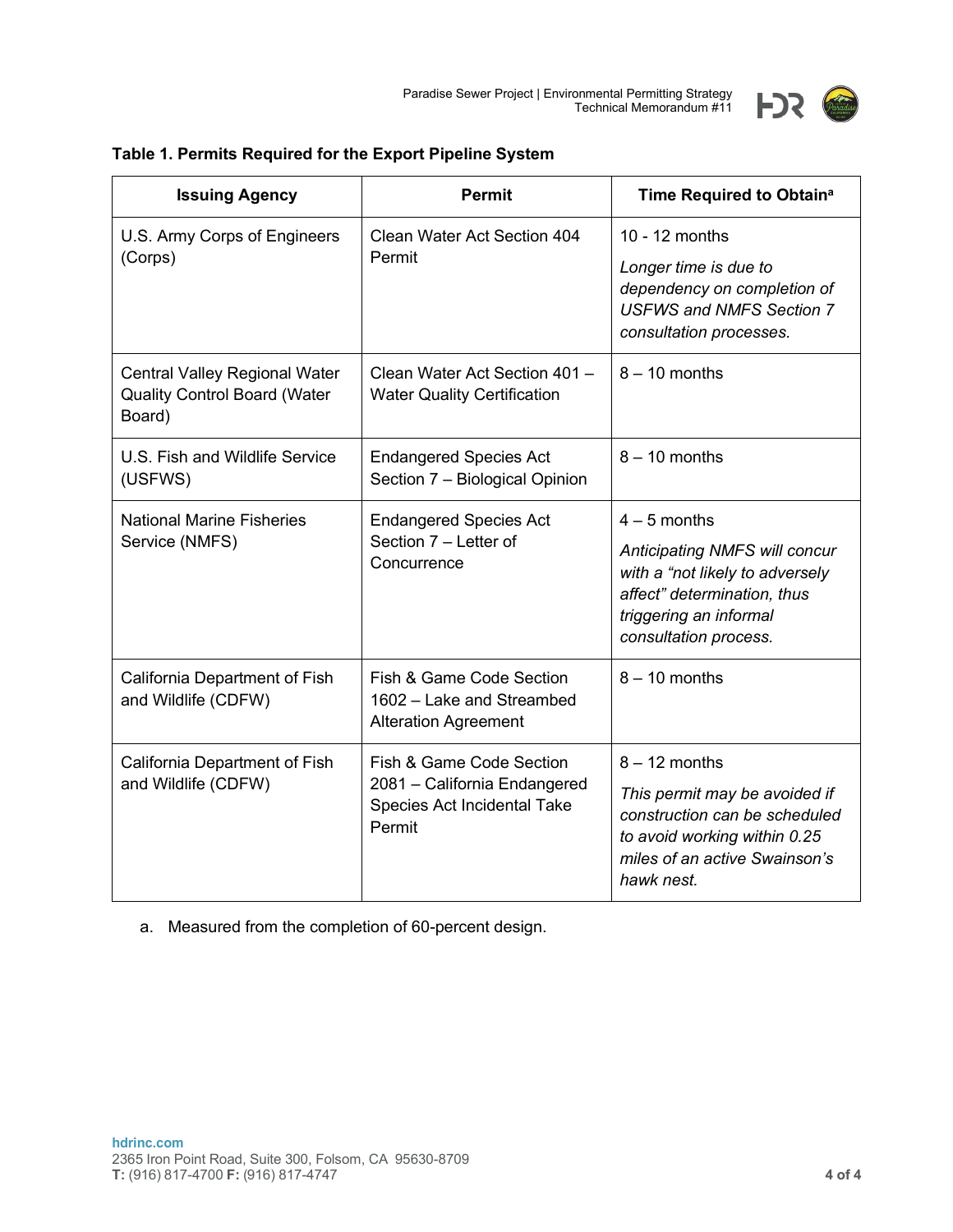**Table 1. Permits Required for the Export Pipeline System**

| Issuing Agency | Permit | Time Required to Obtain[a] |
| --- | --- | --- |
| U.S. Army Corps of Engineers (Corps) | Clean Water Act Section 404 Permit | 10 - 12 months<br>*Longer time is due to dependency on completion of USFWS and NMFS Section 7 consultation processes.* |
| Central Valley Regional Water Quality Control Board (Water Board) | Clean Water Act Section 401 – Water Quality Certification | 8 – 10 months |
| U.S. Fish and Wildlife Service (USFWS) | Endangered Species Act Section 7 – Biological Opinion | 8 – 10 months |
| National Marine Fisheries Service (NMFS) | Endangered Species Act Section 7 – Letter of Concurrence | 4 – 5 months<br>*Anticipating NMFS will concur with a "not likely to adversely affect" determination, thus triggering an informal consultation process.* |
| California Department of Fish and Wildlife (CDFW) | Fish & Game Code Section 1602 – Lake and Streambed Alteration Agreement | 8 – 10 months |
| California Department of Fish and Wildlife (CDFW) | Fish & Game Code Section 2081 – California Endangered Species Act Incidental Take Permit | 8 – 12 months<br>*This permit may be avoided if construction can be scheduled to avoid working within 0.25 miles of an active Swainson's hawk nest.* |

a. Measured from the completion of 60-percent design.

hdrinc.com
2365 Iron Point Road, Suite 300, Folsom, CA 95630-8709
**T:** (916) 817-4700 **F:** (916) 817-4747